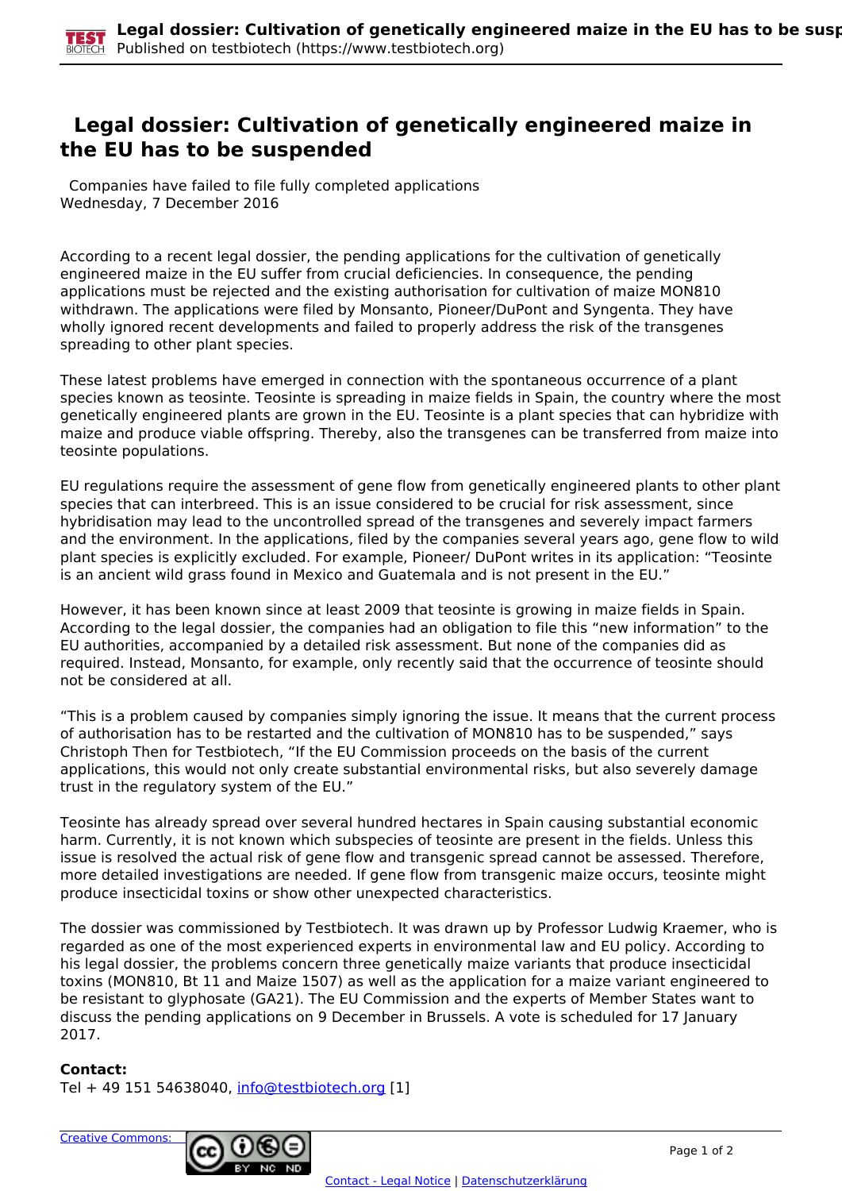# Legal dossier: Cultivation of genetically engineered maize in the EU has to be suspended

Companies have failed to file fully completed applications
Wednesday, 7 December 2016

According to a recent legal dossier, the pending applications for the cultivation of genetically engineered maize in the EU suffer from crucial deficiencies. In consequence, the pending applications must be rejected and the existing authorisation for cultivation of maize MON810 withdrawn. The applications were filed by Monsanto, Pioneer/DuPont and Syngenta. They have wholly ignored recent developments and failed to properly address the risk of the transgenes spreading to other plant species.

These latest problems have emerged in connection with the spontaneous occurrence of a plant species known as teosinte. Teosinte is spreading in maize fields in Spain, the country where the most genetically engineered plants are grown in the EU. Teosinte is a plant species that can hybridize with maize and produce viable offspring. Thereby, also the transgenes can be transferred from maize into teosinte populations.

EU regulations require the assessment of gene flow from genetically engineered plants to other plant species that can interbreed. This is an issue considered to be crucial for risk assessment, since hybridisation may lead to the uncontrolled spread of the transgenes and severely impact farmers and the environment. In the applications, filed by the companies several years ago, gene flow to wild plant species is explicitly excluded. For example, Pioneer/ DuPont writes in its application: "Teosinte is an ancient wild grass found in Mexico and Guatemala and is not present in the EU."

However, it has been known since at least 2009 that teosinte is growing in maize fields in Spain. According to the legal dossier, the companies had an obligation to file this "new information" to the EU authorities, accompanied by a detailed risk assessment. But none of the companies did as required. Instead, Monsanto, for example, only recently said that the occurrence of teosinte should not be considered at all.

"This is a problem caused by companies simply ignoring the issue. It means that the current process of authorisation has to be restarted and the cultivation of MON810 has to be suspended," says Christoph Then for Testbiotech, "If the EU Commission proceeds on the basis of the current applications, this would not only create substantial environmental risks, but also severely damage trust in the regulatory system of the EU."

Teosinte has already spread over several hundred hectares in Spain causing substantial economic harm. Currently, it is not known which subspecies of teosinte are present in the fields. Unless this issue is resolved the actual risk of gene flow and transgenic spread cannot be assessed. Therefore, more detailed investigations are needed. If gene flow from transgenic maize occurs, teosinte might produce insecticidal toxins or show other unexpected characteristics.

The dossier was commissioned by Testbiotech. It was drawn up by Professor Ludwig Kraemer, who is regarded as one of the most experienced experts in environmental law and EU policy. According to his legal dossier, the problems concern three genetically maize variants that produce insecticidal toxins (MON810, Bt 11 and Maize 1507) as well as the application for a maize variant engineered to be resistant to glyphosate (GA21). The EU Commission and the experts of Member States want to discuss the pending applications on 9 December in Brussels. A vote is scheduled for 17 January 2017.

**Contact:**
Tel + 49 151 54638040, info@testbiotech.org [1]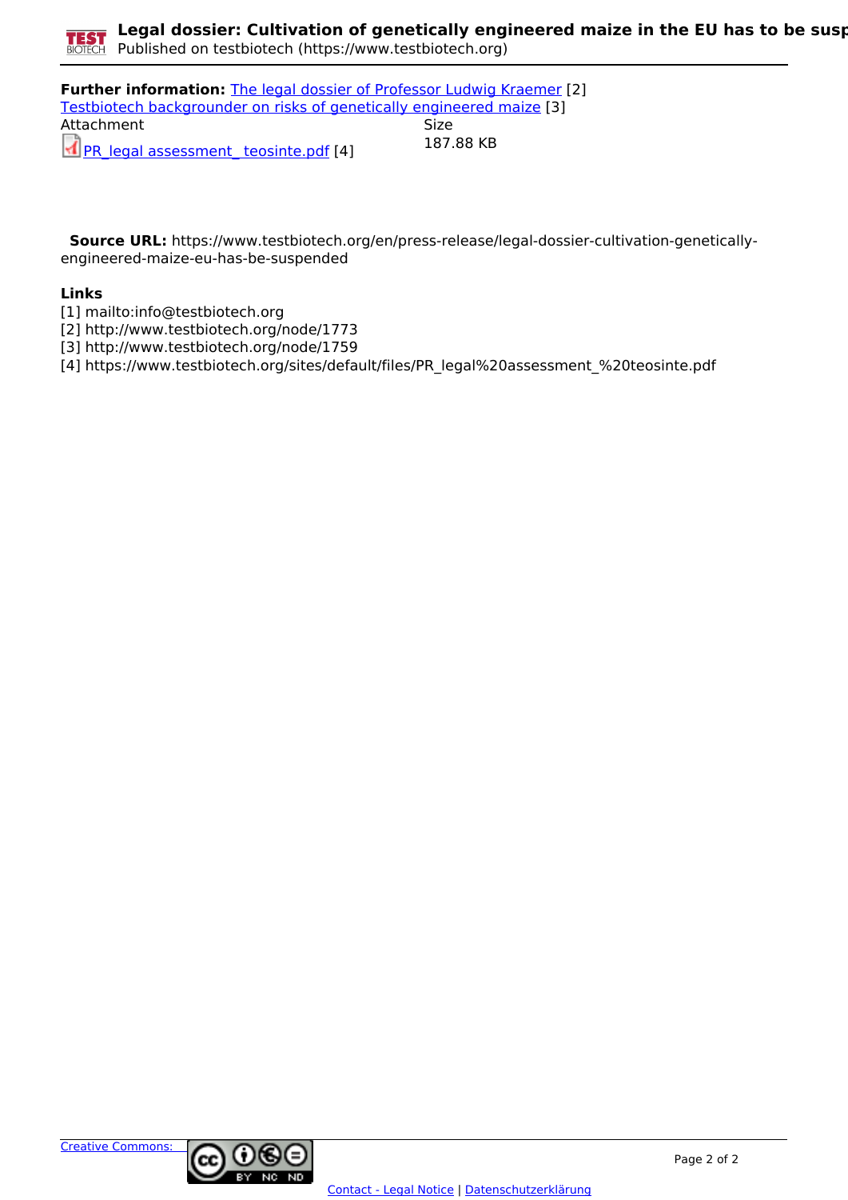**Further information:** The legal dossier of Professor Ludwig Kraemer [2]
Testbiotech backgrounder on risks of genetically engineered maize [3]

| Attachment | Size |
| --- | --- |
| PR_legal assessment_ teosinte.pdf [4] | 187.88 KB |

**Source URL:** https://www.testbiotech.org/en/press-release/legal-dossier-cultivation-genetically-engineered-maize-eu-has-be-suspended

**Links**
[1] mailto:info@testbiotech.org
[2] http://www.testbiotech.org/node/1773
[3] http://www.testbiotech.org/node/1759
[4] https://www.testbiotech.org/sites/default/files/PR_legal%20assessment_%20teosinte.pdf

Creative Commons:

Contact - Legal Notice | Datenschutzerklärung